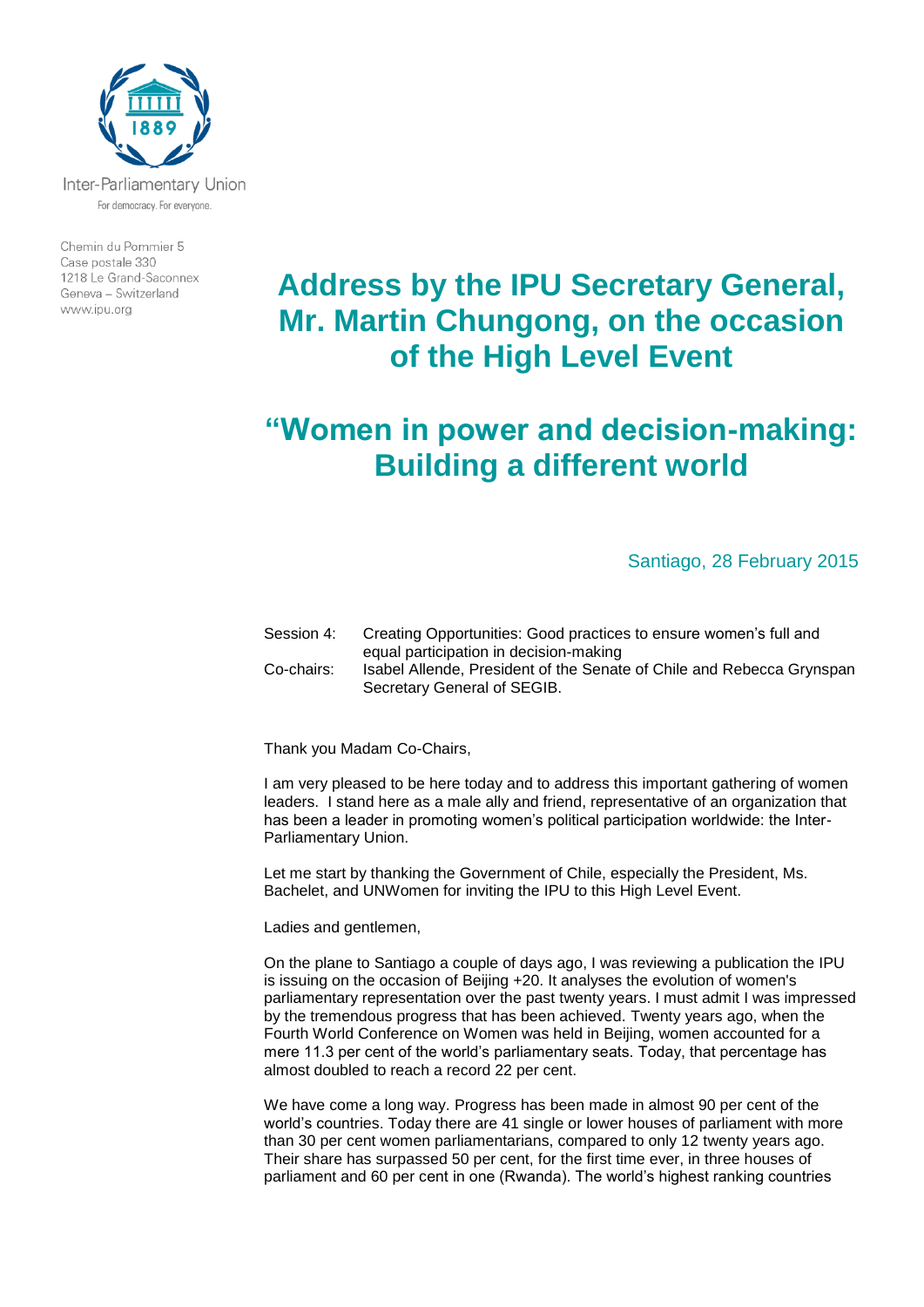Inter-Parliamentary Union

For democracy. For everyone.

Chemin du Pommier 5
Case postale 330
1218 Le Grand-Saconnex
Geneva – Switzerland
www.ipu.org

# Address by the IPU Secretary General, Mr. Martin Chungong, on the occasion of the High Level Event

# "Women in power and decision-making: Building a different world

Santiago, 28 February 2015

| | |
|---|---|
| Session 4: | Creating Opportunities: Good practices to ensure women's full and equal participation in decision-making |
| Co-chairs: | Isabel Allende, President of the Senate of Chile and Rebecca Grynspan Secretary General of SEGIB. |

Thank you Madam Co-Chairs,

I am very pleased to be here today and to address this important gathering of women leaders. I stand here as a male ally and friend, representative of an organization that has been a leader in promoting women's political participation worldwide: the Inter-Parliamentary Union.

Let me start by thanking the Government of Chile, especially the President, Ms. Bachelet, and UNWomen for inviting the IPU to this High Level Event.

Ladies and gentlemen,

On the plane to Santiago a couple of days ago, I was reviewing a publication the IPU is issuing on the occasion of Beijing +20. It analyses the evolution of women's parliamentary representation over the past twenty years. I must admit I was impressed by the tremendous progress that has been achieved. Twenty years ago, when the Fourth World Conference on Women was held in Beijing, women accounted for a mere 11.3 per cent of the world's parliamentary seats. Today, that percentage has almost doubled to reach a record 22 per cent.

We have come a long way. Progress has been made in almost 90 per cent of the world's countries. Today there are 41 single or lower houses of parliament with more than 30 per cent women parliamentarians, compared to only 12 twenty years ago. Their share has surpassed 50 per cent, for the first time ever, in three houses of parliament and 60 per cent in one (Rwanda). The world's highest ranking countries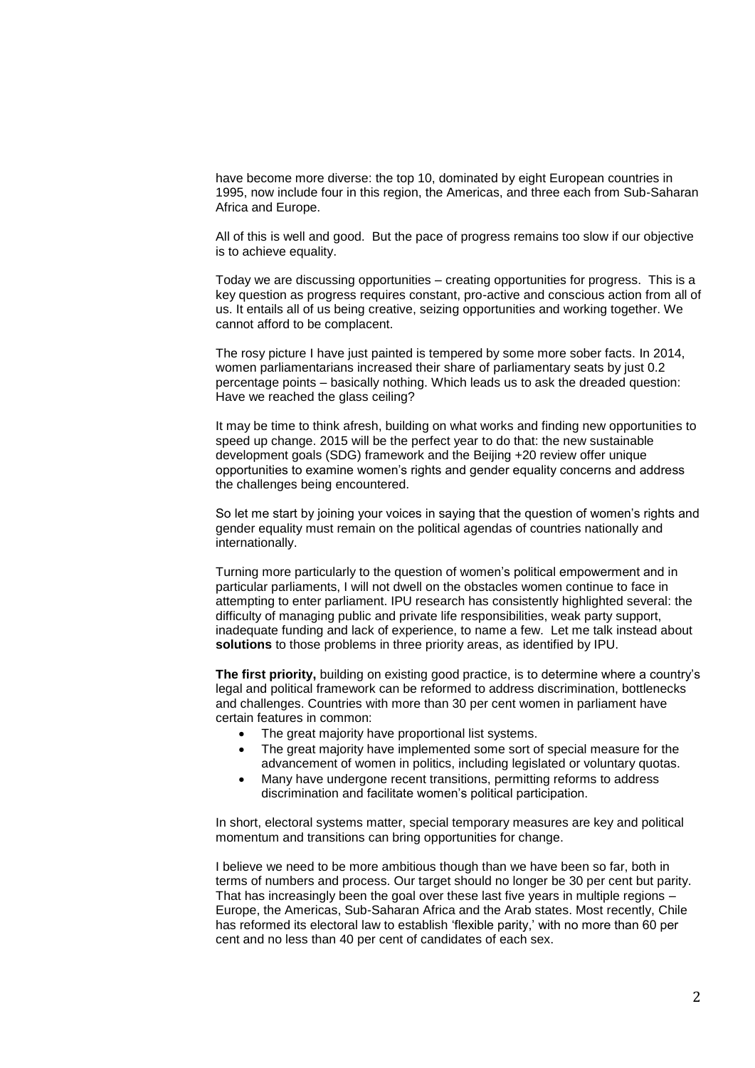have become more diverse: the top 10, dominated by eight European countries in 1995, now include four in this region, the Americas, and three each from Sub-Saharan Africa and Europe.

All of this is well and good. But the pace of progress remains too slow if our objective is to achieve equality.

Today we are discussing opportunities – creating opportunities for progress. This is a key question as progress requires constant, pro-active and conscious action from all of us. It entails all of us being creative, seizing opportunities and working together. We cannot afford to be complacent.

The rosy picture I have just painted is tempered by some more sober facts. In 2014, women parliamentarians increased their share of parliamentary seats by just 0.2 percentage points – basically nothing. Which leads us to ask the dreaded question: Have we reached the glass ceiling?

It may be time to think afresh, building on what works and finding new opportunities to speed up change. 2015 will be the perfect year to do that: the new sustainable development goals (SDG) framework and the Beijing +20 review offer unique opportunities to examine women's rights and gender equality concerns and address the challenges being encountered.

So let me start by joining your voices in saying that the question of women's rights and gender equality must remain on the political agendas of countries nationally and internationally.

Turning more particularly to the question of women's political empowerment and in particular parliaments, I will not dwell on the obstacles women continue to face in attempting to enter parliament. IPU research has consistently highlighted several: the difficulty of managing public and private life responsibilities, weak party support, inadequate funding and lack of experience, to name a few. Let me talk instead about **solutions** to those problems in three priority areas, as identified by IPU.

**The first priority,** building on existing good practice, is to determine where a country's legal and political framework can be reformed to address discrimination, bottlenecks and challenges. Countries with more than 30 per cent women in parliament have certain features in common:

- The great majority have proportional list systems.
- The great majority have implemented some sort of special measure for the advancement of women in politics, including legislated or voluntary quotas.
- Many have undergone recent transitions, permitting reforms to address discrimination and facilitate women's political participation.

In short, electoral systems matter, special temporary measures are key and political momentum and transitions can bring opportunities for change.

I believe we need to be more ambitious though than we have been so far, both in terms of numbers and process. Our target should no longer be 30 per cent but parity. That has increasingly been the goal over these last five years in multiple regions – Europe, the Americas, Sub-Saharan Africa and the Arab states. Most recently, Chile has reformed its electoral law to establish 'flexible parity,' with no more than 60 per cent and no less than 40 per cent of candidates of each sex.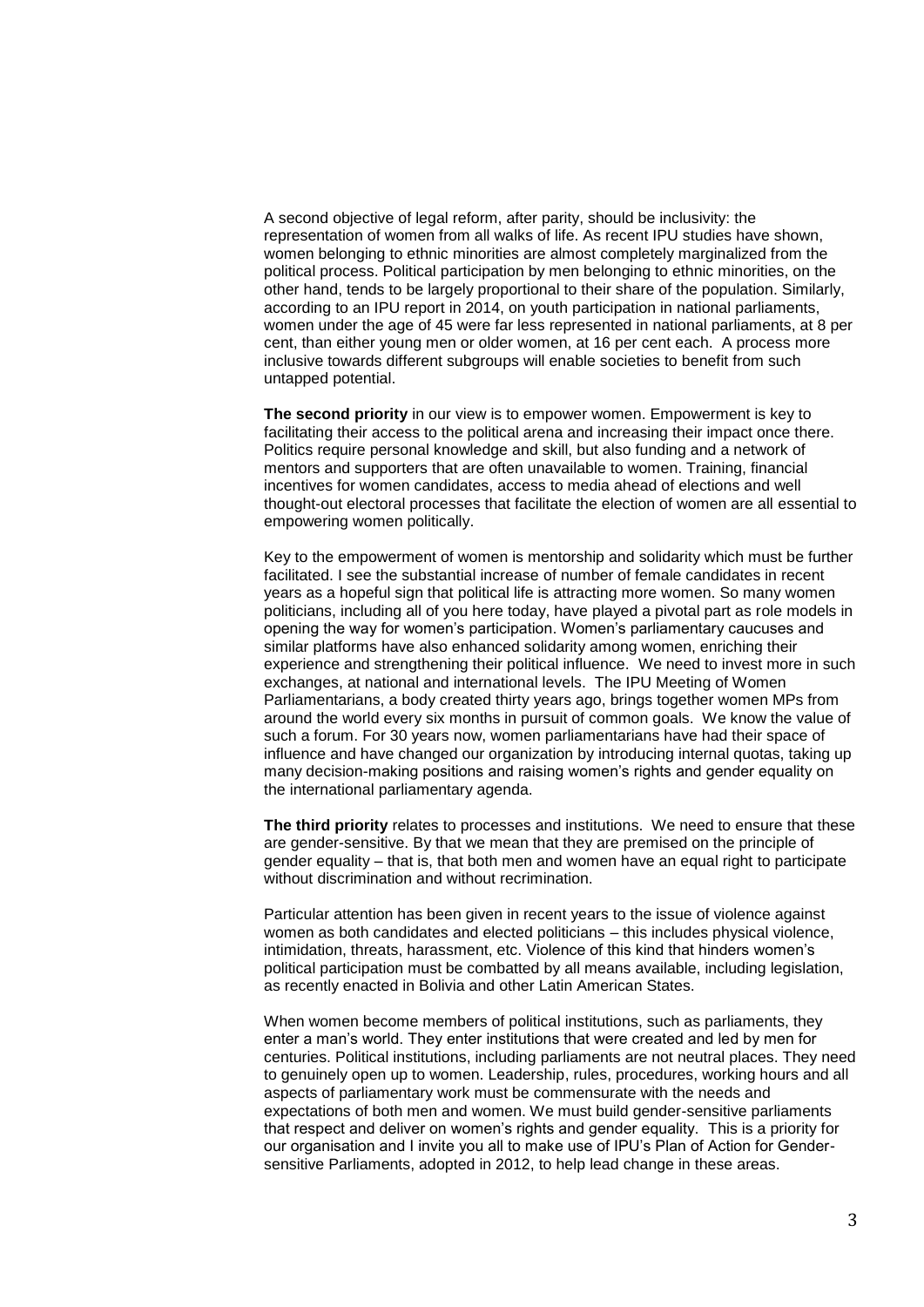A second objective of legal reform, after parity, should be inclusivity: the representation of women from all walks of life. As recent IPU studies have shown, women belonging to ethnic minorities are almost completely marginalized from the political process. Political participation by men belonging to ethnic minorities, on the other hand, tends to be largely proportional to their share of the population. Similarly, according to an IPU report in 2014, on youth participation in national parliaments, women under the age of 45 were far less represented in national parliaments, at 8 per cent, than either young men or older women, at 16 per cent each. A process more inclusive towards different subgroups will enable societies to benefit from such untapped potential.

**The second priority** in our view is to empower women. Empowerment is key to facilitating their access to the political arena and increasing their impact once there. Politics require personal knowledge and skill, but also funding and a network of mentors and supporters that are often unavailable to women. Training, financial incentives for women candidates, access to media ahead of elections and well thought-out electoral processes that facilitate the election of women are all essential to empowering women politically.

Key to the empowerment of women is mentorship and solidarity which must be further facilitated. I see the substantial increase of number of female candidates in recent years as a hopeful sign that political life is attracting more women. So many women politicians, including all of you here today, have played a pivotal part as role models in opening the way for women's participation. Women's parliamentary caucuses and similar platforms have also enhanced solidarity among women, enriching their experience and strengthening their political influence. We need to invest more in such exchanges, at national and international levels. The IPU Meeting of Women Parliamentarians, a body created thirty years ago, brings together women MPs from around the world every six months in pursuit of common goals. We know the value of such a forum. For 30 years now, women parliamentarians have had their space of influence and have changed our organization by introducing internal quotas, taking up many decision-making positions and raising women's rights and gender equality on the international parliamentary agenda.

**The third priority** relates to processes and institutions. We need to ensure that these are gender-sensitive. By that we mean that they are premised on the principle of gender equality – that is, that both men and women have an equal right to participate without discrimination and without recrimination.

Particular attention has been given in recent years to the issue of violence against women as both candidates and elected politicians – this includes physical violence, intimidation, threats, harassment, etc. Violence of this kind that hinders women's political participation must be combatted by all means available, including legislation, as recently enacted in Bolivia and other Latin American States.

When women become members of political institutions, such as parliaments, they enter a man's world. They enter institutions that were created and led by men for centuries. Political institutions, including parliaments are not neutral places. They need to genuinely open up to women. Leadership, rules, procedures, working hours and all aspects of parliamentary work must be commensurate with the needs and expectations of both men and women. We must build gender-sensitive parliaments that respect and deliver on women's rights and gender equality. This is a priority for our organisation and I invite you all to make use of IPU's Plan of Action for Gender-sensitive Parliaments, adopted in 2012, to help lead change in these areas.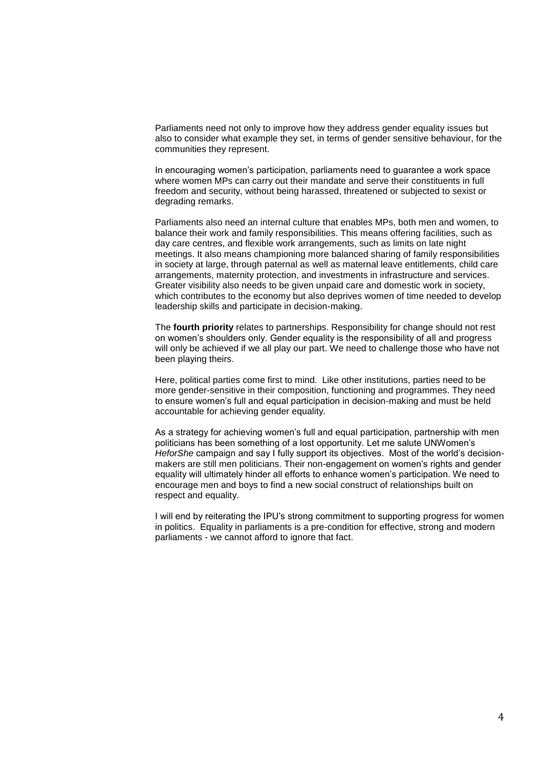Parliaments need not only to improve how they address gender equality issues but also to consider what example they set, in terms of gender sensitive behaviour, for the communities they represent.

In encouraging women's participation, parliaments need to guarantee a work space where women MPs can carry out their mandate and serve their constituents in full freedom and security, without being harassed, threatened or subjected to sexist or degrading remarks.

Parliaments also need an internal culture that enables MPs, both men and women, to balance their work and family responsibilities. This means offering facilities, such as day care centres, and flexible work arrangements, such as limits on late night meetings. It also means championing more balanced sharing of family responsibilities in society at large, through paternal as well as maternal leave entitlements, child care arrangements, maternity protection, and investments in infrastructure and services. Greater visibility also needs to be given unpaid care and domestic work in society, which contributes to the economy but also deprives women of time needed to develop leadership skills and participate in decision-making.

The **fourth priority** relates to partnerships. Responsibility for change should not rest on women's shoulders only. Gender equality is the responsibility of all and progress will only be achieved if we all play our part. We need to challenge those who have not been playing theirs.

Here, political parties come first to mind. Like other institutions, parties need to be more gender-sensitive in their composition, functioning and programmes. They need to ensure women's full and equal participation in decision-making and must be held accountable for achieving gender equality.

As a strategy for achieving women's full and equal participation, partnership with men politicians has been something of a lost opportunity. Let me salute UNWomen's *HeforShe* campaign and say I fully support its objectives. Most of the world's decision-makers are still men politicians. Their non-engagement on women's rights and gender equality will ultimately hinder all efforts to enhance women's participation. We need to encourage men and boys to find a new social construct of relationships built on respect and equality.

I will end by reiterating the IPU's strong commitment to supporting progress for women in politics. Equality in parliaments is a pre-condition for effective, strong and modern parliaments - we cannot afford to ignore that fact.